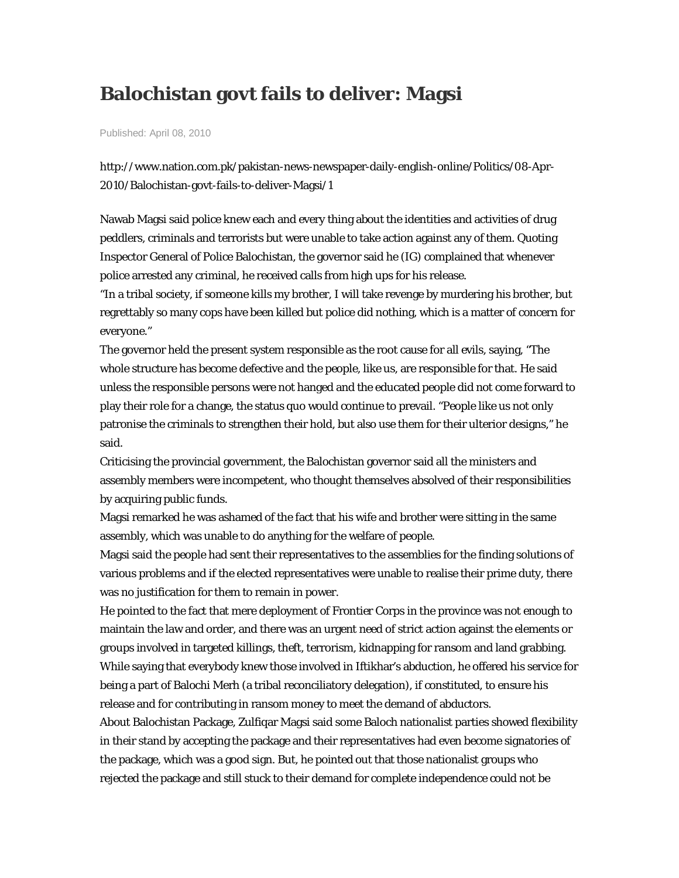# Balochistan govt fails to deliver: Magsi

Published: April 08, 2010

http://www.nation.com.pk/pakistan-news-newspaper-daily-english-online/Politics/08-Apr-2010/Balochistan-govt-fails-to-deliver-Magsi/1

Nawab Magsi said police knew each and every thing about the identities and activities of drug peddlers, criminals and terrorists but were unable to take action against any of them. Quoting Inspector General of Police Balochistan, the governor said he (IG) complained that whenever police arrested any criminal, he received calls from high ups for his release.

"In a tribal society, if someone kills my brother, I will take revenge by murdering his brother, but regrettably so many cops have been killed but police did nothing, which is a matter of concern for everyone."

The governor held the present system responsible as the root cause for all evils, saying, "The whole structure has become defective and the people, like us, are responsible for that. He said unless the responsible persons were not hanged and the educated people did not come forward to play their role for a change, the status quo would continue to prevail. "People like us not only patronise the criminals to strengthen their hold, but also use them for their ulterior designs," he said.

Criticising the provincial government, the Balochistan governor said all the ministers and assembly members were incompetent, who thought themselves absolved of their responsibilities by acquiring public funds.

Magsi remarked he was ashamed of the fact that his wife and brother were sitting in the same assembly, which was unable to do anything for the welfare of people.

Magsi said the people had sent their representatives to the assemblies for the finding solutions of various problems and if the elected representatives were unable to realise their prime duty, there was no justification for them to remain in power.

He pointed to the fact that mere deployment of Frontier Corps in the province was not enough to maintain the law and order, and there was an urgent need of strict action against the elements or groups involved in targeted killings, theft, terrorism, kidnapping for ransom and land grabbing.

While saying that everybody knew those involved in Iftikhar's abduction, he offered his service for being a part of Balochi Merh (a tribal reconciliatory delegation), if constituted, to ensure his release and for contributing in ransom money to meet the demand of abductors.

About Balochistan Package, Zulfiqar Magsi said some Baloch nationalist parties showed flexibility in their stand by accepting the package and their representatives had even become signatories of the package, which was a good sign. But, he pointed out that those nationalist groups who rejected the package and still stuck to their demand for complete independence could not be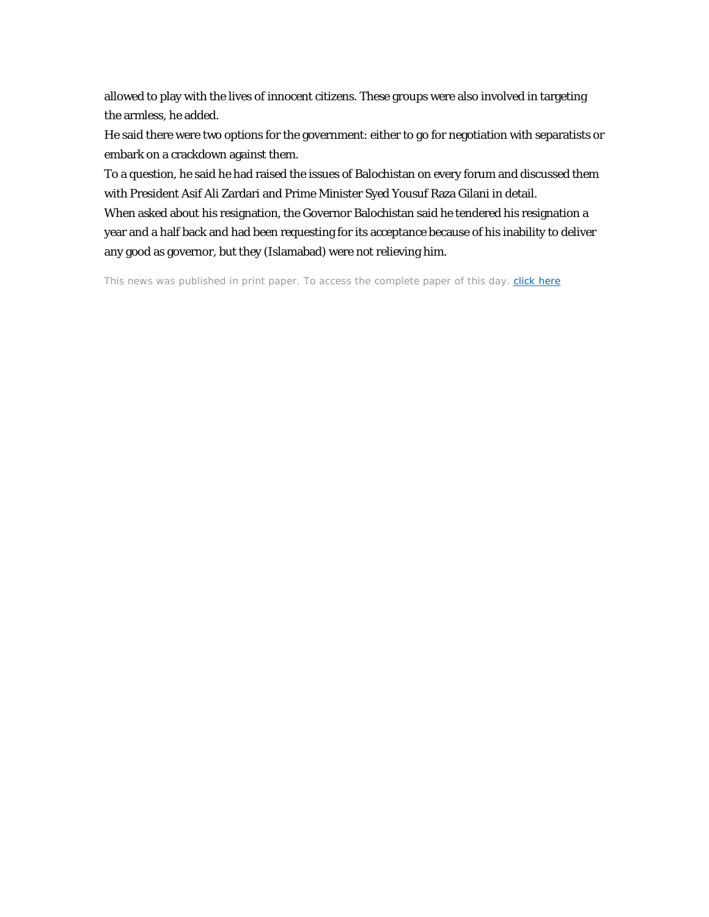allowed to play with the lives of innocent citizens. These groups were also involved in targeting the armless, he added.

He said there were two options for the government: either to go for negotiation with separatists or embark on a crackdown against them.

To a question, he said he had raised the issues of Balochistan on every forum and discussed them with President Asif Ali Zardari and Prime Minister Syed Yousuf Raza Gilani in detail.

When asked about his resignation, the Governor Balochistan said he tendered his resignation a year and a half back and had been requesting for its acceptance because of his inability to deliver any good as governor, but they (Islamabad) were not relieving him.

This news was published in print paper. To access the complete paper of this day. click here